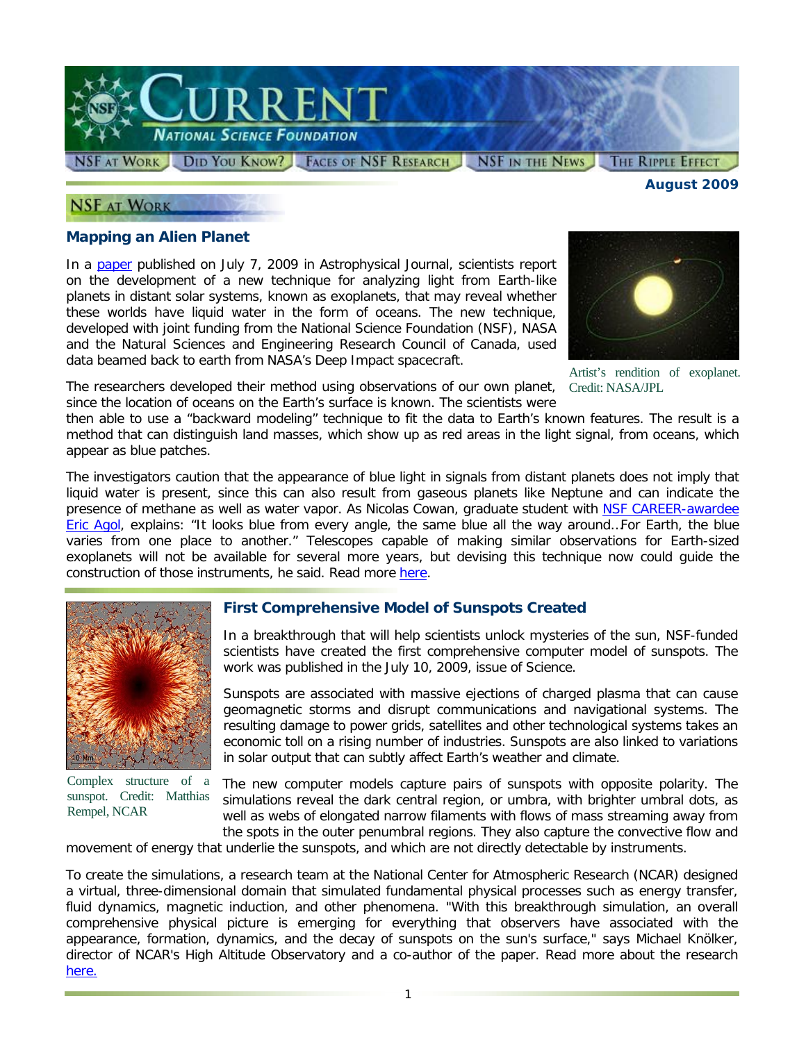# Current — National Science Foundation

NSF at Work | Did You Know? | Faces of NSF Research | NSF in the News | The Ripple Effect

**August 2009**

## NSF at Work

### Mapping an Alien Planet

In a paper published on July 7, 2009 in Astrophysical Journal, scientists report on the development of a new technique for analyzing light from Earth-like planets in distant solar systems, known as exoplanets, that may reveal whether these worlds have liquid water in the form of oceans. The new technique, developed with joint funding from the National Science Foundation (NSF), NASA and the Natural Sciences and Engineering Research Council of Canada, used data beamed back to earth from NASA's Deep Impact spacecraft.

Artist's rendition of exoplanet. Credit: NASA/JPL

The researchers developed their method using observations of our own planet, since the location of oceans on the Earth's surface is known. The scientists were then able to use a "backward modeling" technique to fit the data to Earth's known features. The result is a method that can distinguish land masses, which show up as red areas in the light signal, from oceans, which appear as blue patches.

The investigators caution that the appearance of blue light in signals from distant planets does not imply that liquid water is present, since this can also result from gaseous planets like Neptune and can indicate the presence of methane as well as water vapor. As Nicolas Cowan, graduate student with NSF CAREER-awardee Eric Agol, explains: "It looks blue from every angle, the same blue all the way around…For Earth, the blue varies from one place to another." Telescopes capable of making similar observations for Earth-sized exoplanets will not be available for several more years, but devising this technique now could guide the construction of those instruments, he said. Read more here.

### First Comprehensive Model of Sunspots Created

Complex structure of a sunspot. Credit: Matthias Rempel, NCAR

In a breakthrough that will help scientists unlock mysteries of the sun, NSF-funded scientists have created the first comprehensive computer model of sunspots. The work was published in the July 10, 2009, issue of Science.

Sunspots are associated with massive ejections of charged plasma that can cause geomagnetic storms and disrupt communications and navigational systems. The resulting damage to power grids, satellites and other technological systems takes an economic toll on a rising number of industries. Sunspots are also linked to variations in solar output that can subtly affect Earth's weather and climate.

The new computer models capture pairs of sunspots with opposite polarity. The simulations reveal the dark central region, or umbra, with brighter umbral dots, as well as webs of elongated narrow filaments with flows of mass streaming away from the spots in the outer penumbral regions. They also capture the convective flow and movement of energy that underlie the sunspots, and which are not directly detectable by instruments.

To create the simulations, a research team at the National Center for Atmospheric Research (NCAR) designed a virtual, three-dimensional domain that simulated fundamental physical processes such as energy transfer, fluid dynamics, magnetic induction, and other phenomena. "With this breakthrough simulation, an overall comprehensive physical picture is emerging for everything that observers have associated with the appearance, formation, dynamics, and the decay of sunspots on the sun's surface," says Michael Knölker, director of NCAR's High Altitude Observatory and a co-author of the paper. Read more about the research here.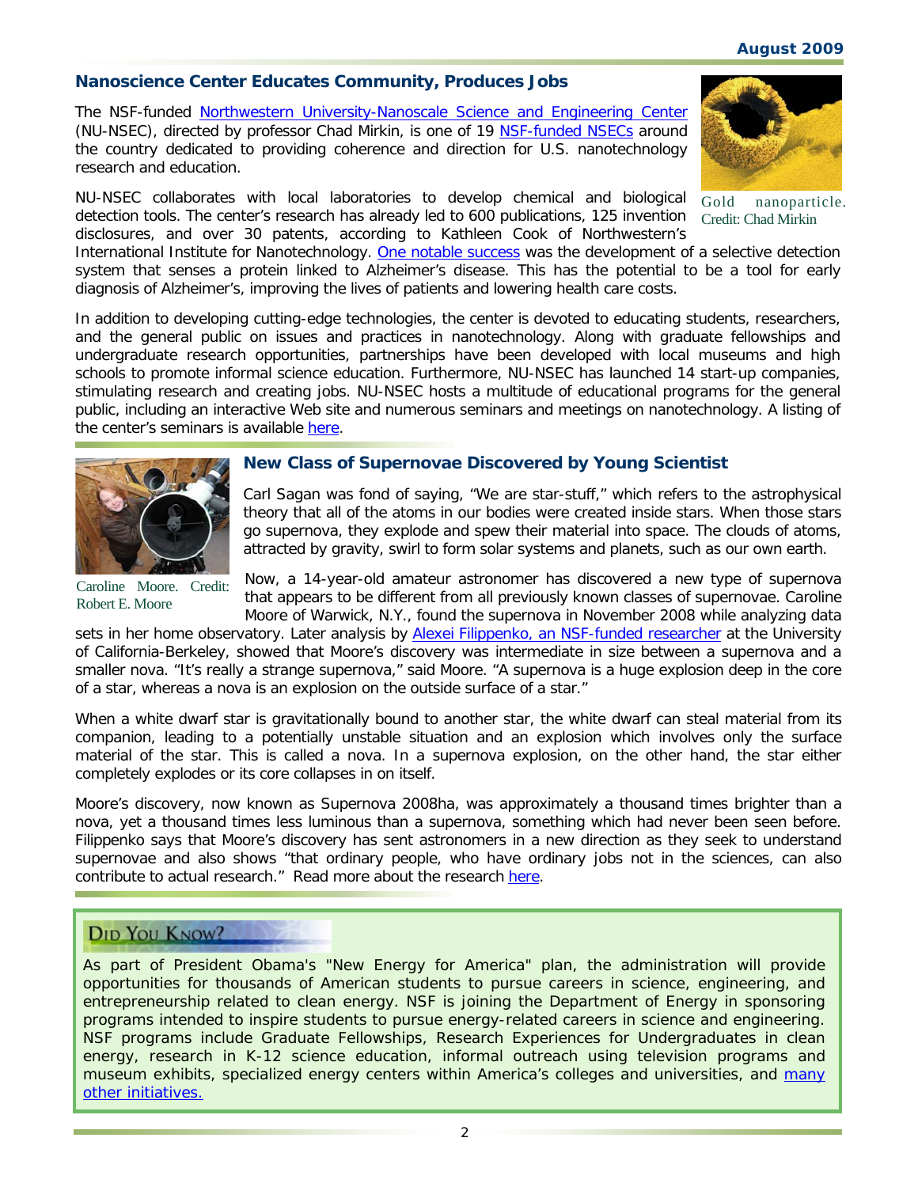## Nanoscience Center Educates Community, Produces Jobs

The NSF-funded Northwestern University-Nanoscale Science and Engineering Center (NU-NSEC), directed by professor Chad Mirkin, is one of 19 NSF-funded NSECs around the country dedicated to providing coherence and direction for U.S. nanotechnology research and education.

Gold nanoparticle. Credit: Chad Mirkin

NU-NSEC collaborates with local laboratories to develop chemical and biological detection tools. The center's research has already led to 600 publications, 125 invention disclosures, and over 30 patents, according to Kathleen Cook of Northwestern's International Institute for Nanotechnology. One notable success was the development of a selective detection system that senses a protein linked to Alzheimer's disease. This has the potential to be a tool for early diagnosis of Alzheimer's, improving the lives of patients and lowering health care costs.

In addition to developing cutting-edge technologies, the center is devoted to educating students, researchers, and the general public on issues and practices in nanotechnology. Along with graduate fellowships and undergraduate research opportunities, partnerships have been developed with local museums and high schools to promote informal science education. Furthermore, NU-NSEC has launched 14 start-up companies, stimulating research and creating jobs. NU-NSEC hosts a multitude of educational programs for the general public, including an interactive Web site and numerous seminars and meetings on nanotechnology. A listing of the center's seminars is available here.

## New Class of Supernovae Discovered by Young Scientist

Caroline Moore. Credit: Robert E. Moore

Carl Sagan was fond of saying, "We are star-stuff," which refers to the astrophysical theory that all of the atoms in our bodies were created inside stars. When those stars go supernova, they explode and spew their material into space. The clouds of atoms, attracted by gravity, swirl to form solar systems and planets, such as our own earth.

Now, a 14-year-old amateur astronomer has discovered a new type of supernova that appears to be different from all previously known classes of supernovae. Caroline Moore of Warwick, N.Y., found the supernova in November 2008 while analyzing data sets in her home observatory. Later analysis by Alexei Filippenko, an NSF-funded researcher at the University of California-Berkeley, showed that Moore's discovery was intermediate in size between a supernova and a smaller nova. "It's really a strange supernova," said Moore. "A supernova is a huge explosion deep in the core of a star, whereas a nova is an explosion on the outside surface of a star."

When a white dwarf star is gravitationally bound to another star, the white dwarf can steal material from its companion, leading to a potentially unstable situation and an explosion which involves only the surface material of the star. This is called a nova. In a supernova explosion, on the other hand, the star either completely explodes or its core collapses in on itself.

Moore's discovery, now known as Supernova 2008ha, was approximately a thousand times brighter than a nova, yet a thousand times less luminous than a supernova, something which had never been seen before. Filippenko says that Moore's discovery has sent astronomers in a new direction as they seek to understand supernovae and also shows "that ordinary people, who have ordinary jobs not in the sciences, can also contribute to actual research." Read more about the research here.

### Did You Know?

As part of President Obama's "New Energy for America" plan, the administration will provide opportunities for thousands of American students to pursue careers in science, engineering, and entrepreneurship related to clean energy. NSF is joining the Department of Energy in sponsoring programs intended to inspire students to pursue energy-related careers in science and engineering. NSF programs include Graduate Fellowships, Research Experiences for Undergraduates in clean energy, research in K-12 science education, informal outreach using television programs and museum exhibits, specialized energy centers within America's colleges and universities, and many other initiatives.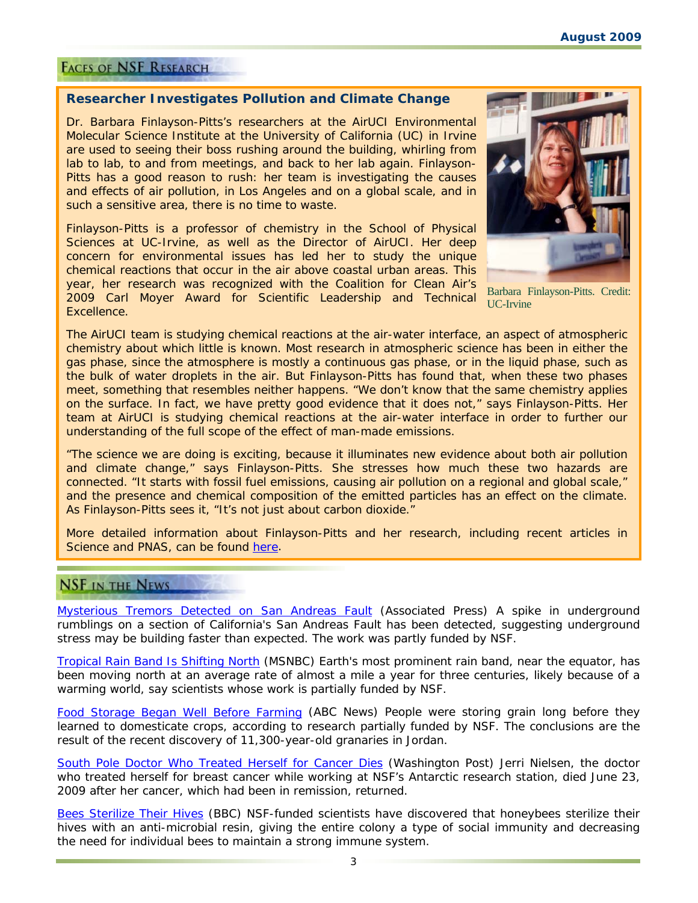## Faces of NSF Research

### Researcher Investigates Pollution and Climate Change

Dr. Barbara Finlayson-Pitts's researchers at the AirUCI Environmental Molecular Science Institute at the University of California (UC) in Irvine are used to seeing their boss rushing around the building, whirling from lab to lab, to and from meetings, and back to her lab again. Finlayson-Pitts has a good reason to rush: her team is investigating the causes and effects of air pollution, in Los Angeles and on a global scale, and in such a sensitive area, there is no time to waste.

Finlayson-Pitts is a professor of chemistry in the School of Physical Sciences at UC-Irvine, as well as the Director of AirUCI. Her deep concern for environmental issues has led her to study the unique chemical reactions that occur in the air above coastal urban areas. This year, her research was recognized with the Coalition for Clean Air's 2009 Carl Moyer Award for Scientific Leadership and Technical Excellence.

Barbara Finlayson-Pitts. Credit: UC-Irvine

The AirUCI team is studying chemical reactions at the air-water interface, an aspect of atmospheric chemistry about which little is known. Most research in atmospheric science has been in either the gas phase, since the atmosphere is mostly a continuous gas phase, or in the liquid phase, such as the bulk of water droplets in the air. But Finlayson-Pitts has found that, when these two phases meet, something that resembles neither happens. "We don't know that the same chemistry applies on the surface. In fact, we have pretty good evidence that it does not," says Finlayson-Pitts. Her team at AirUCI is studying chemical reactions at the air-water interface in order to further our understanding of the full scope of the effect of man-made emissions.

"The science we are doing is exciting, because it illuminates new evidence about both air pollution and climate change," says Finlayson-Pitts. She stresses how much these two hazards are connected. "It starts with fossil fuel emissions, causing air pollution on a regional and global scale," and the presence and chemical composition of the emitted particles has an effect on the climate. As Finlayson-Pitts sees it, "It's not just about carbon dioxide."

More detailed information about Finlayson-Pitts and her research, including recent articles in Science and PNAS, can be found here.

## NSF in the News

Mysterious Tremors Detected on San Andreas Fault (Associated Press) A spike in underground rumblings on a section of California's San Andreas Fault has been detected, suggesting underground stress may be building faster than expected. The work was partly funded by NSF.

Tropical Rain Band Is Shifting North (MSNBC) Earth's most prominent rain band, near the equator, has been moving north at an average rate of almost a mile a year for three centuries, likely because of a warming world, say scientists whose work is partially funded by NSF.

Food Storage Began Well Before Farming (ABC News) People were storing grain long before they learned to domesticate crops, according to research partially funded by NSF. The conclusions are the result of the recent discovery of 11,300-year-old granaries in Jordan.

South Pole Doctor Who Treated Herself for Cancer Dies (Washington Post) Jerri Nielsen, the doctor who treated herself for breast cancer while working at NSF's Antarctic research station, died June 23, 2009 after her cancer, which had been in remission, returned.

Bees Sterilize Their Hives (BBC) NSF-funded scientists have discovered that honeybees sterilize their hives with an anti-microbial resin, giving the entire colony a type of social immunity and decreasing the need for individual bees to maintain a strong immune system.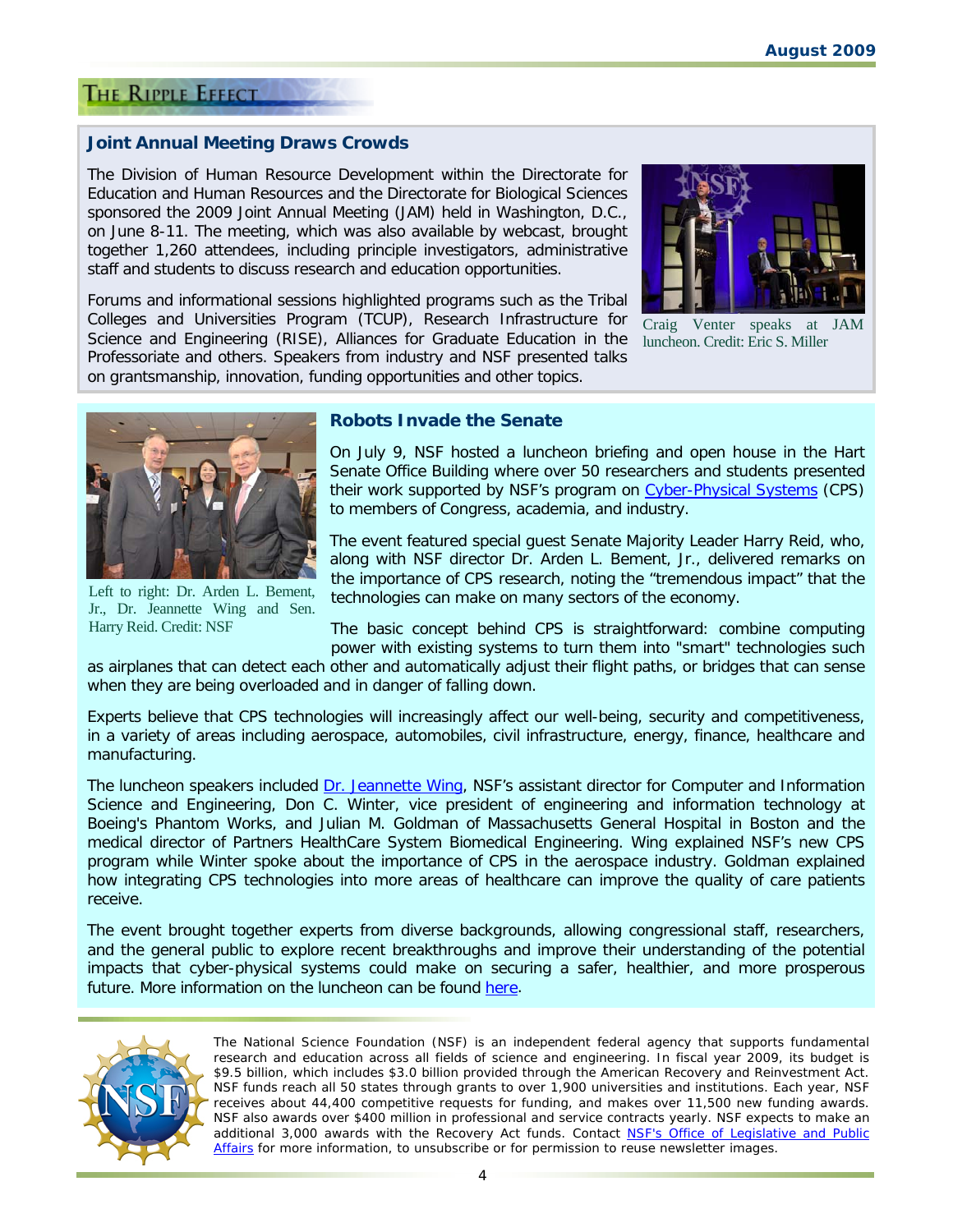## THE RIPPLE EFFECT

### Joint Annual Meeting Draws Crowds

The Division of Human Resource Development within the Directorate for Education and Human Resources and the Directorate for Biological Sciences sponsored the 2009 Joint Annual Meeting (JAM) held in Washington, D.C., on June 8-11. The meeting, which was also available by webcast, brought together 1,260 attendees, including principle investigators, administrative staff and students to discuss research and education opportunities.

Forums and informational sessions highlighted programs such as the Tribal Colleges and Universities Program (TCUP), Research Infrastructure for Science and Engineering (RISE), Alliances for Graduate Education in the Professoriate and others. Speakers from industry and NSF presented talks on grantsmanship, innovation, funding opportunities and other topics.

Craig Venter speaks at JAM luncheon. Credit: Eric S. Miller

### Robots Invade the Senate

Left to right: Dr. Arden L. Bement, Jr., Dr. Jeannette Wing and Sen. Harry Reid. Credit: NSF

On July 9, NSF hosted a luncheon briefing and open house in the Hart Senate Office Building where over 50 researchers and students presented their work supported by NSF's program on Cyber-Physical Systems (CPS) to members of Congress, academia, and industry.

The event featured special guest Senate Majority Leader Harry Reid, who, along with NSF director Dr. Arden L. Bement, Jr., delivered remarks on the importance of CPS research, noting the "tremendous impact" that the technologies can make on many sectors of the economy.

The basic concept behind CPS is straightforward: combine computing power with existing systems to turn them into "smart" technologies such as airplanes that can detect each other and automatically adjust their flight paths, or bridges that can sense when they are being overloaded and in danger of falling down.

Experts believe that CPS technologies will increasingly affect our well-being, security and competitiveness, in a variety of areas including aerospace, automobiles, civil infrastructure, energy, finance, healthcare and manufacturing.

The luncheon speakers included Dr. Jeannette Wing, NSF's assistant director for Computer and Information Science and Engineering, Don C. Winter, vice president of engineering and information technology at Boeing's Phantom Works, and Julian M. Goldman of Massachusetts General Hospital in Boston and the medical director of Partners HealthCare System Biomedical Engineering. Wing explained NSF's new CPS program while Winter spoke about the importance of CPS in the aerospace industry. Goldman explained how integrating CPS technologies into more areas of healthcare can improve the quality of care patients receive.

The event brought together experts from diverse backgrounds, allowing congressional staff, researchers, and the general public to explore recent breakthroughs and improve their understanding of the potential impacts that cyber-physical systems could make on securing a safer, healthier, and more prosperous future. More information on the luncheon can be found here.

The National Science Foundation (NSF) is an independent federal agency that supports fundamental research and education across all fields of science and engineering. In fiscal year 2009, its budget is $9.5 billion, which includes $3.0 billion provided through the American Recovery and Reinvestment Act. NSF funds reach all 50 states through grants to over 1,900 universities and institutions. Each year, NSF receives about 44,400 competitive requests for funding, and makes over 11,500 new funding awards. NSF also awards over $400 million in professional and service contracts yearly. NSF expects to make an additional 3,000 awards with the Recovery Act funds. Contact NSF's Office of Legislative and Public Affairs for more information, to unsubscribe or for permission to reuse newsletter images.